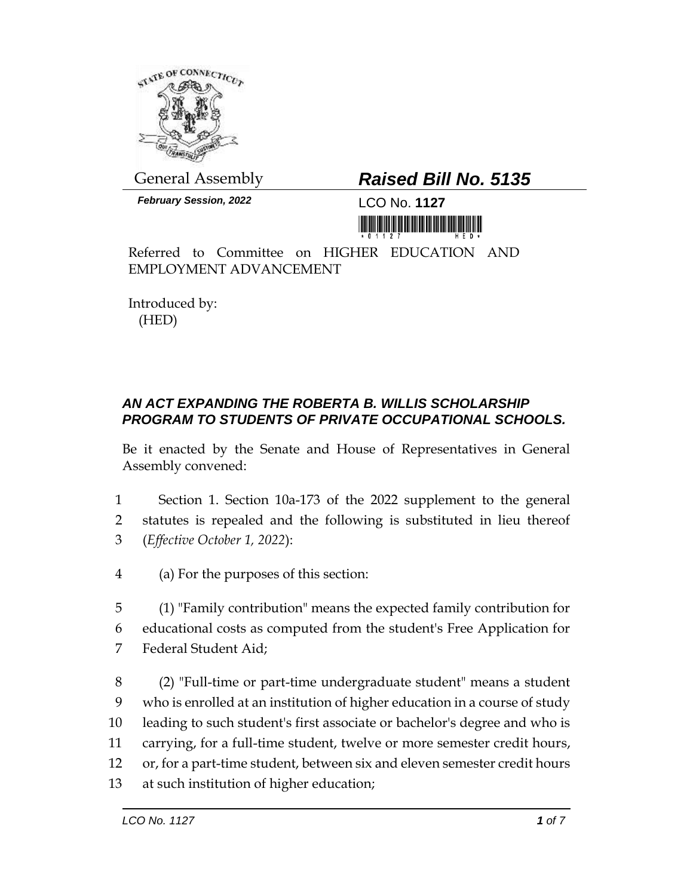General Assembly

***February Session, 2022***

# ***Raised Bill No. 5135***

LCO No. **1127**

Referred to Committee on HIGHER EDUCATION AND EMPLOYMENT ADVANCEMENT

Introduced by:
(HED)

### ***AN ACT EXPANDING THE ROBERTA B. WILLIS SCHOLARSHIP PROGRAM TO STUDENTS OF PRIVATE OCCUPATIONAL SCHOOLS.***

Be it enacted by the Senate and House of Representatives in General Assembly convened:

1 Section 1. Section 10a-173 of the 2022 supplement to the general
2 statutes is repealed and the following is substituted in lieu thereof
3 (*Effective October 1, 2022*):

4 (a) For the purposes of this section:

5 (1) "Family contribution" means the expected family contribution for
6 educational costs as computed from the student's Free Application for
7 Federal Student Aid;

8 (2) "Full-time or part-time undergraduate student" means a student
9 who is enrolled at an institution of higher education in a course of study
10 leading to such student's first associate or bachelor's degree and who is
11 carrying, for a full-time student, twelve or more semester credit hours,
12 or, for a part-time student, between six and eleven semester credit hours
13 at such institution of higher education;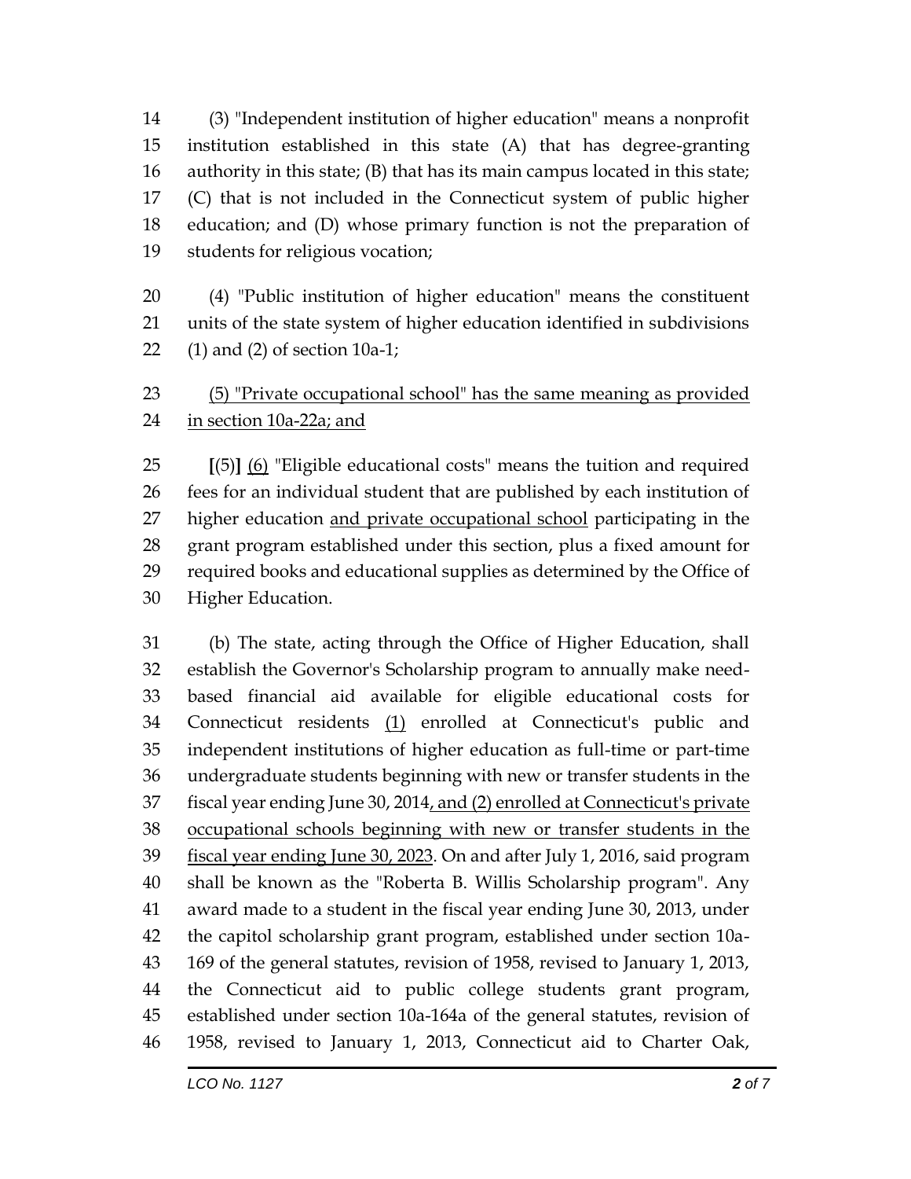(3) "Independent institution of higher education" means a nonprofit institution established in this state (A) that has degree-granting authority in this state; (B) that has its main campus located in this state; (C) that is not included in the Connecticut system of public higher education; and (D) whose primary function is not the preparation of students for religious vocation;

(4) "Public institution of higher education" means the constituent units of the state system of higher education identified in subdivisions (1) and (2) of section 10a-1;

<u>(5) "Private occupational school" has the same meaning as provided in section 10a-22a; and</u>

**[**(5)**]** <u>(6)</u> "Eligible educational costs" means the tuition and required fees for an individual student that are published by each institution of higher education <u>and private occupational school</u> participating in the grant program established under this section, plus a fixed amount for required books and educational supplies as determined by the Office of Higher Education.

(b) The state, acting through the Office of Higher Education, shall establish the Governor's Scholarship program to annually make need-based financial aid available for eligible educational costs for Connecticut residents <u>(1)</u> enrolled at Connecticut's public and independent institutions of higher education as full-time or part-time undergraduate students beginning with new or transfer students in the fiscal year ending June 30, 2014<u>, and (2) enrolled at Connecticut's private occupational schools beginning with new or transfer students in the fiscal year ending June 30, 2023</u>. On and after July 1, 2016, said program shall be known as the "Roberta B. Willis Scholarship program". Any award made to a student in the fiscal year ending June 30, 2013, under the capitol scholarship grant program, established under section 10a-169 of the general statutes, revision of 1958, revised to January 1, 2013, the Connecticut aid to public college students grant program, established under section 10a-164a of the general statutes, revision of 1958, revised to January 1, 2013, Connecticut aid to Charter Oak,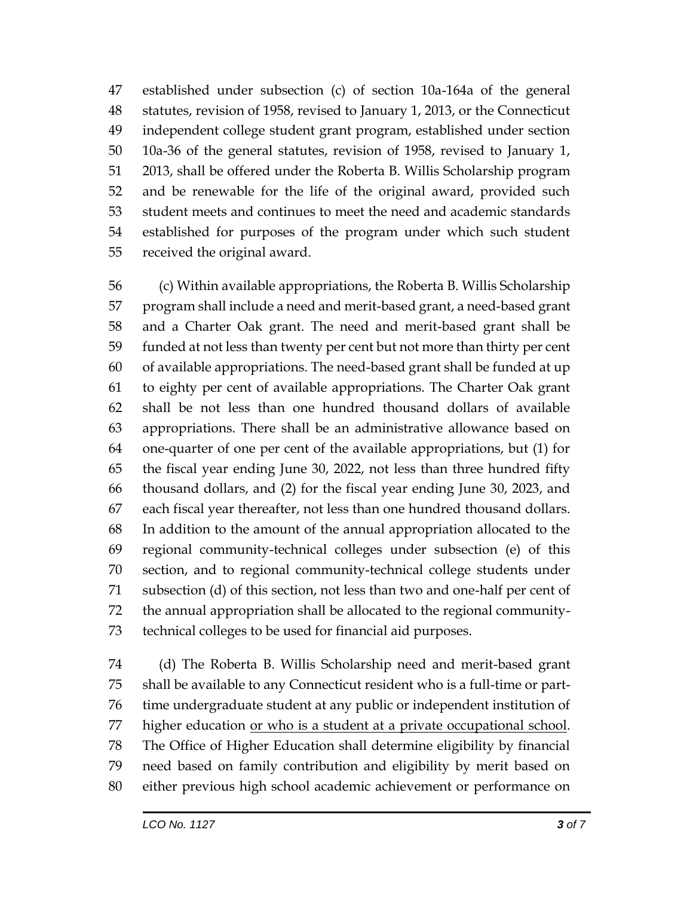established under subsection (c) of section 10a-164a of the general statutes, revision of 1958, revised to January 1, 2013, or the Connecticut independent college student grant program, established under section 10a-36 of the general statutes, revision of 1958, revised to January 1, 2013, shall be offered under the Roberta B. Willis Scholarship program and be renewable for the life of the original award, provided such student meets and continues to meet the need and academic standards established for purposes of the program under which such student received the original award.

(c) Within available appropriations, the Roberta B. Willis Scholarship program shall include a need and merit-based grant, a need-based grant and a Charter Oak grant. The need and merit-based grant shall be funded at not less than twenty per cent but not more than thirty per cent of available appropriations. The need-based grant shall be funded at up to eighty per cent of available appropriations. The Charter Oak grant shall be not less than one hundred thousand dollars of available appropriations. There shall be an administrative allowance based on one-quarter of one per cent of the available appropriations, but (1) for the fiscal year ending June 30, 2022, not less than three hundred fifty thousand dollars, and (2) for the fiscal year ending June 30, 2023, and each fiscal year thereafter, not less than one hundred thousand dollars. In addition to the amount of the annual appropriation allocated to the regional community-technical colleges under subsection (e) of this section, and to regional community-technical college students under subsection (d) of this section, not less than two and one-half per cent of the annual appropriation shall be allocated to the regional community-technical colleges to be used for financial aid purposes.

(d) The Roberta B. Willis Scholarship need and merit-based grant shall be available to any Connecticut resident who is a full-time or part-time undergraduate student at any public or independent institution of higher education <u>or who is a student at a private occupational school</u>. The Office of Higher Education shall determine eligibility by financial need based on family contribution and eligibility by merit based on either previous high school academic achievement or performance on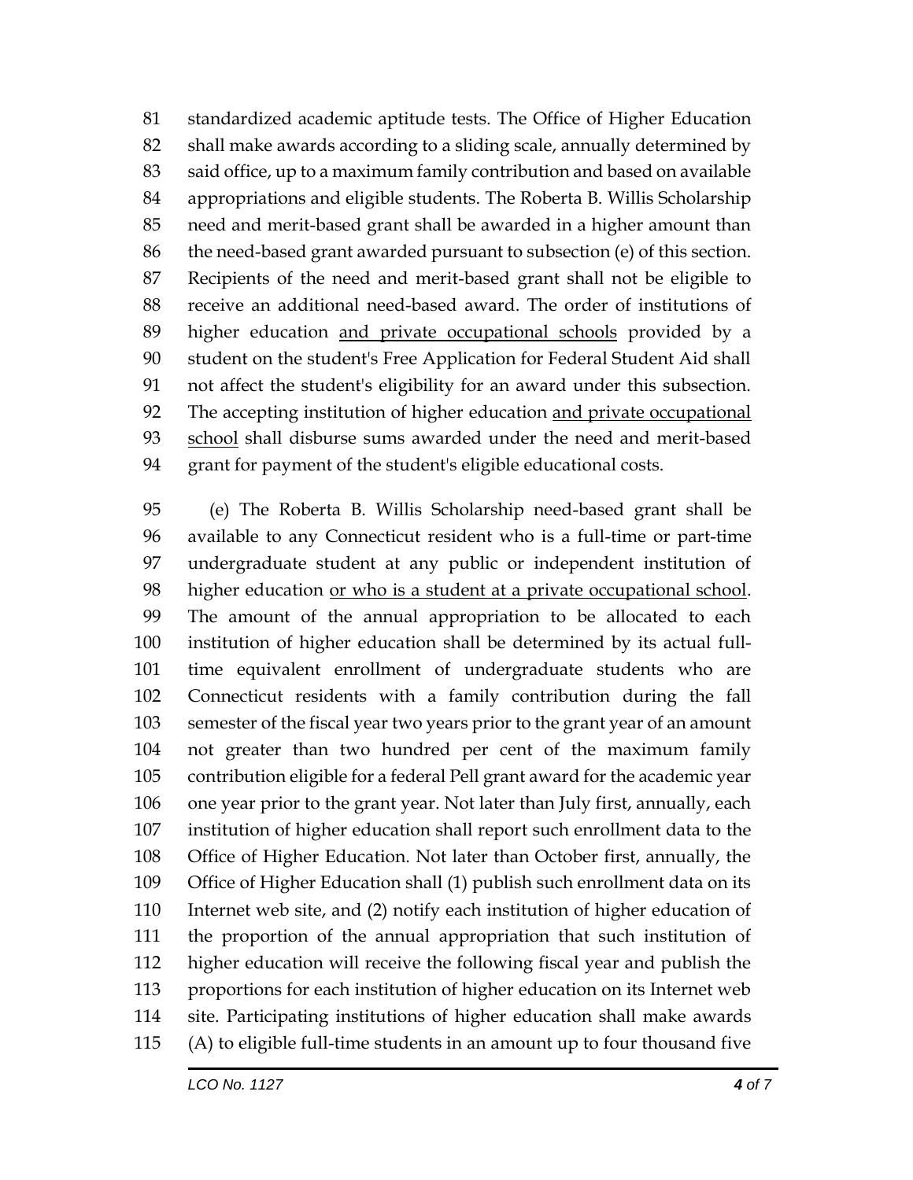standardized academic aptitude tests. The Office of Higher Education shall make awards according to a sliding scale, annually determined by said office, up to a maximum family contribution and based on available appropriations and eligible students. The Roberta B. Willis Scholarship need and merit-based grant shall be awarded in a higher amount than the need-based grant awarded pursuant to subsection (e) of this section. Recipients of the need and merit-based grant shall not be eligible to receive an additional need-based award. The order of institutions of higher education <u>and private occupational schools</u> provided by a student on the student's Free Application for Federal Student Aid shall not affect the student's eligibility for an award under this subsection. The accepting institution of higher education <u>and private occupational school</u> shall disburse sums awarded under the need and merit-based grant for payment of the student's eligible educational costs.

(e) The Roberta B. Willis Scholarship need-based grant shall be available to any Connecticut resident who is a full-time or part-time undergraduate student at any public or independent institution of higher education <u>or who is a student at a private occupational school</u>. The amount of the annual appropriation to be allocated to each institution of higher education shall be determined by its actual full-time equivalent enrollment of undergraduate students who are Connecticut residents with a family contribution during the fall semester of the fiscal year two years prior to the grant year of an amount not greater than two hundred per cent of the maximum family contribution eligible for a federal Pell grant award for the academic year one year prior to the grant year. Not later than July first, annually, each institution of higher education shall report such enrollment data to the Office of Higher Education. Not later than October first, annually, the Office of Higher Education shall (1) publish such enrollment data on its Internet web site, and (2) notify each institution of higher education of the proportion of the annual appropriation that such institution of higher education will receive the following fiscal year and publish the proportions for each institution of higher education on its Internet web site. Participating institutions of higher education shall make awards (A) to eligible full-time students in an amount up to four thousand five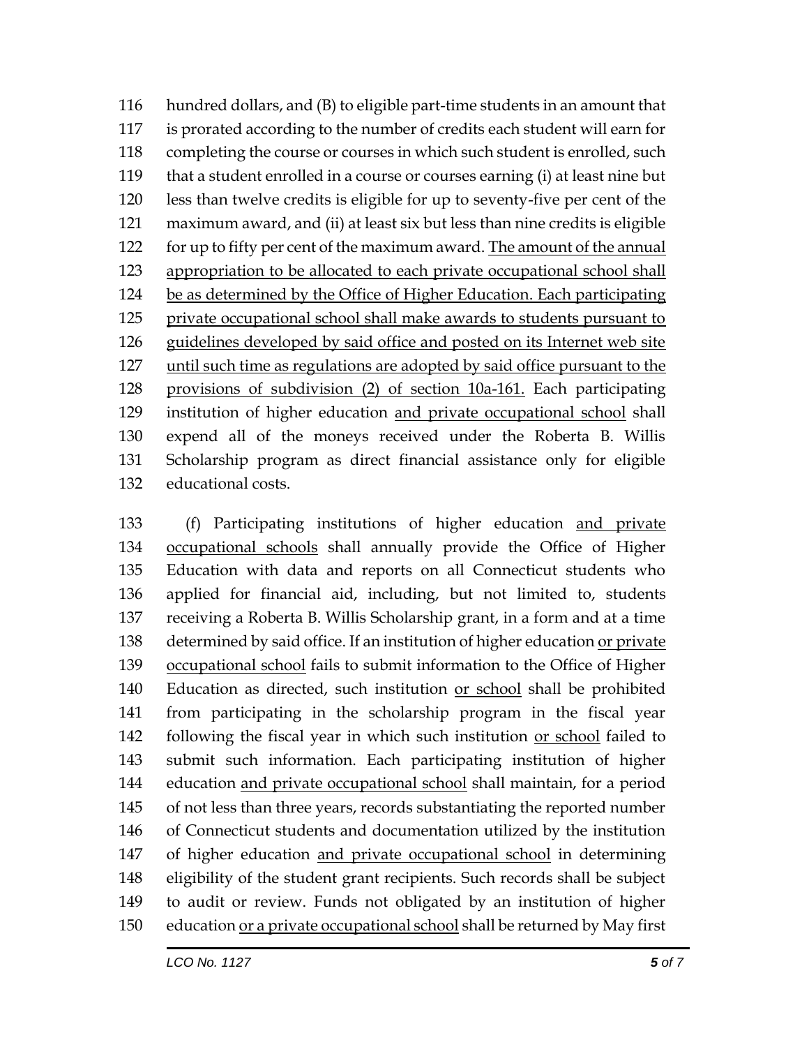hundred dollars, and (B) to eligible part-time students in an amount that is prorated according to the number of credits each student will earn for completing the course or courses in which such student is enrolled, such that a student enrolled in a course or courses earning (i) at least nine but less than twelve credits is eligible for up to seventy-five per cent of the maximum award, and (ii) at least six but less than nine credits is eligible for up to fifty per cent of the maximum award. The amount of the annual appropriation to be allocated to each private occupational school shall be as determined by the Office of Higher Education. Each participating private occupational school shall make awards to students pursuant to guidelines developed by said office and posted on its Internet web site until such time as regulations are adopted by said office pursuant to the provisions of subdivision (2) of section 10a-161. Each participating institution of higher education and private occupational school shall expend all of the moneys received under the Roberta B. Willis Scholarship program as direct financial assistance only for eligible educational costs.

(f) Participating institutions of higher education and private occupational schools shall annually provide the Office of Higher Education with data and reports on all Connecticut students who applied for financial aid, including, but not limited to, students receiving a Roberta B. Willis Scholarship grant, in a form and at a time determined by said office. If an institution of higher education or private occupational school fails to submit information to the Office of Higher Education as directed, such institution or school shall be prohibited from participating in the scholarship program in the fiscal year following the fiscal year in which such institution or school failed to submit such information. Each participating institution of higher education and private occupational school shall maintain, for a period of not less than three years, records substantiating the reported number of Connecticut students and documentation utilized by the institution of higher education and private occupational school in determining eligibility of the student grant recipients. Such records shall be subject to audit or review. Funds not obligated by an institution of higher education or a private occupational school shall be returned by May first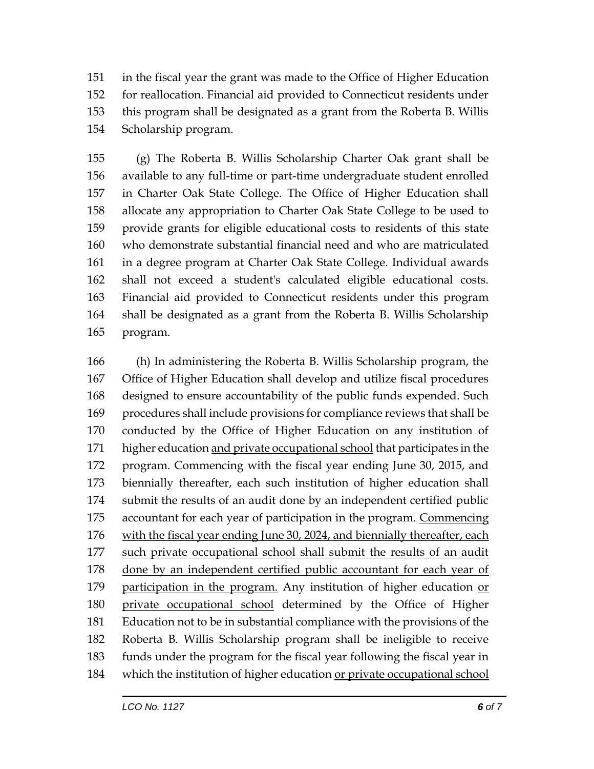in the fiscal year the grant was made to the Office of Higher Education for reallocation. Financial aid provided to Connecticut residents under this program shall be designated as a grant from the Roberta B. Willis Scholarship program.

(g) The Roberta B. Willis Scholarship Charter Oak grant shall be available to any full-time or part-time undergraduate student enrolled in Charter Oak State College. The Office of Higher Education shall allocate any appropriation to Charter Oak State College to be used to provide grants for eligible educational costs to residents of this state who demonstrate substantial financial need and who are matriculated in a degree program at Charter Oak State College. Individual awards shall not exceed a student's calculated eligible educational costs. Financial aid provided to Connecticut residents under this program shall be designated as a grant from the Roberta B. Willis Scholarship program.

(h) In administering the Roberta B. Willis Scholarship program, the Office of Higher Education shall develop and utilize fiscal procedures designed to ensure accountability of the public funds expended. Such procedures shall include provisions for compliance reviews that shall be conducted by the Office of Higher Education on any institution of higher education and private occupational school that participates in the program. Commencing with the fiscal year ending June 30, 2015, and biennially thereafter, each such institution of higher education shall submit the results of an audit done by an independent certified public accountant for each year of participation in the program. Commencing with the fiscal year ending June 30, 2024, and biennially thereafter, each such private occupational school shall submit the results of an audit done by an independent certified public accountant for each year of participation in the program. Any institution of higher education or private occupational school determined by the Office of Higher Education not to be in substantial compliance with the provisions of the Roberta B. Willis Scholarship program shall be ineligible to receive funds under the program for the fiscal year following the fiscal year in which the institution of higher education or private occupational school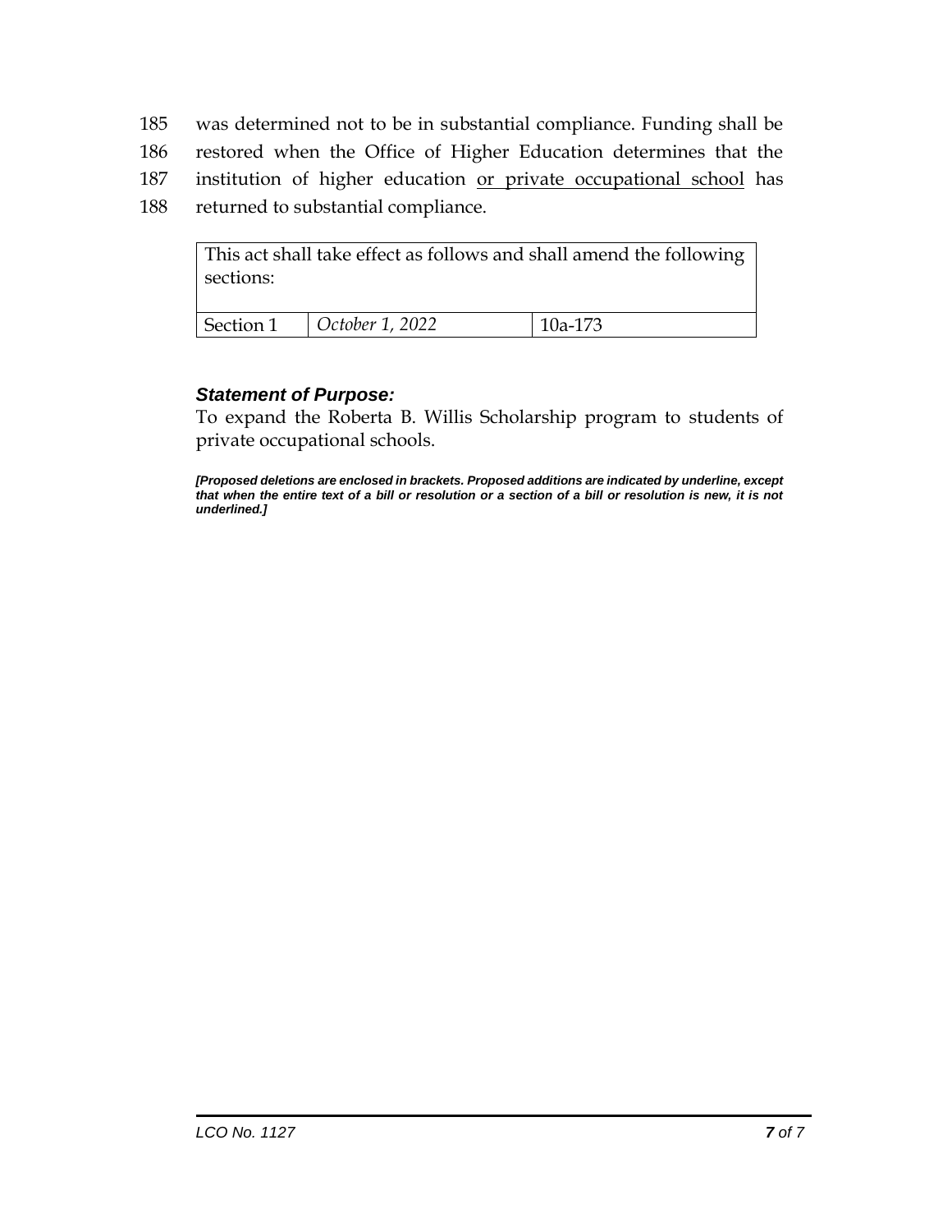185 was determined not to be in substantial compliance. Funding shall be
186 restored when the Office of Higher Education determines that the
187 institution of higher education <u>or private occupational school</u> has
188 returned to substantial compliance.

| This act shall take effect as follows and shall amend the following sections: | | |
|---|---|---|
| Section 1 | *October 1, 2022* | 10a-173 |

***Statement of Purpose:***

To expand the Roberta B. Willis Scholarship program to students of private occupational schools.

***[Proposed deletions are enclosed in brackets. Proposed additions are indicated by underline, except that when the entire text of a bill or resolution or a section of a bill or resolution is new, it is not underlined.]***